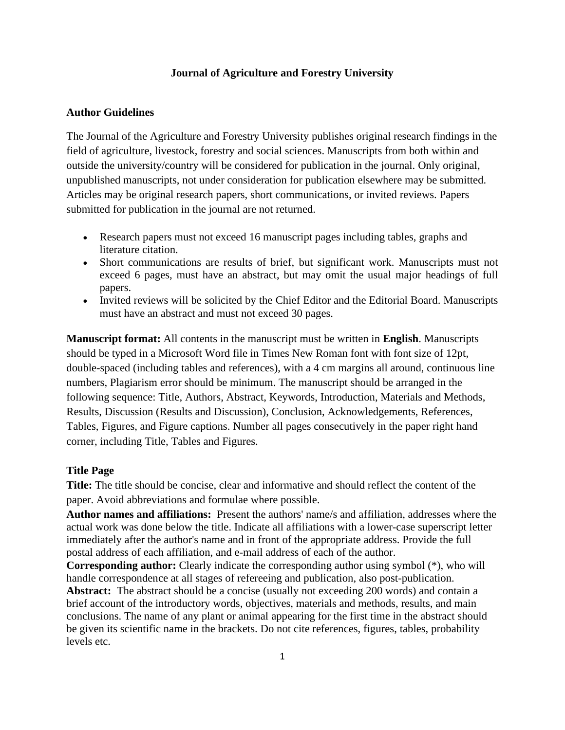# Journal of Agriculture and Forestry University

## Author Guidelines

The Journal of the Agriculture and Forestry University publishes original research findings in the field of agriculture, livestock, forestry and social sciences. Manuscripts from both within and outside the university/country will be considered for publication in the journal. Only original, unpublished manuscripts, not under consideration for publication elsewhere may be submitted. Articles may be original research papers, short communications, or invited reviews. Papers submitted for publication in the journal are not returned.

- Research papers must not exceed 16 manuscript pages including tables, graphs and literature citation.
- Short communications are results of brief, but significant work. Manuscripts must not exceed 6 pages, must have an abstract, but may omit the usual major headings of full papers.
- Invited reviews will be solicited by the Chief Editor and the Editorial Board. Manuscripts must have an abstract and must not exceed 30 pages.

**Manuscript format:** All contents in the manuscript must be written in **English**. Manuscripts should be typed in a Microsoft Word file in Times New Roman font with font size of 12pt, double-spaced (including tables and references), with a 4 cm margins all around, continuous line numbers, Plagiarism error should be minimum. The manuscript should be arranged in the following sequence: Title, Authors, Abstract, Keywords, Introduction, Materials and Methods, Results, Discussion (Results and Discussion), Conclusion, Acknowledgements, References, Tables, Figures, and Figure captions. Number all pages consecutively in the paper right hand corner, including Title, Tables and Figures.

### Title Page

**Title:** The title should be concise, clear and informative and should reflect the content of the paper. Avoid abbreviations and formulae where possible.

**Author names and affiliations:** Present the authors' name/s and affiliation, addresses where the actual work was done below the title. Indicate all affiliations with a lower-case superscript letter immediately after the author's name and in front of the appropriate address. Provide the full postal address of each affiliation, and e-mail address of each of the author.

**Corresponding author:** Clearly indicate the corresponding author using symbol (*), who will handle correspondence at all stages of refereeing and publication, also post-publication.

**Abstract:** The abstract should be a concise (usually not exceeding 200 words) and contain a brief account of the introductory words, objectives, materials and methods, results, and main conclusions. The name of any plant or animal appearing for the first time in the abstract should be given its scientific name in the brackets. Do not cite references, figures, tables, probability levels etc.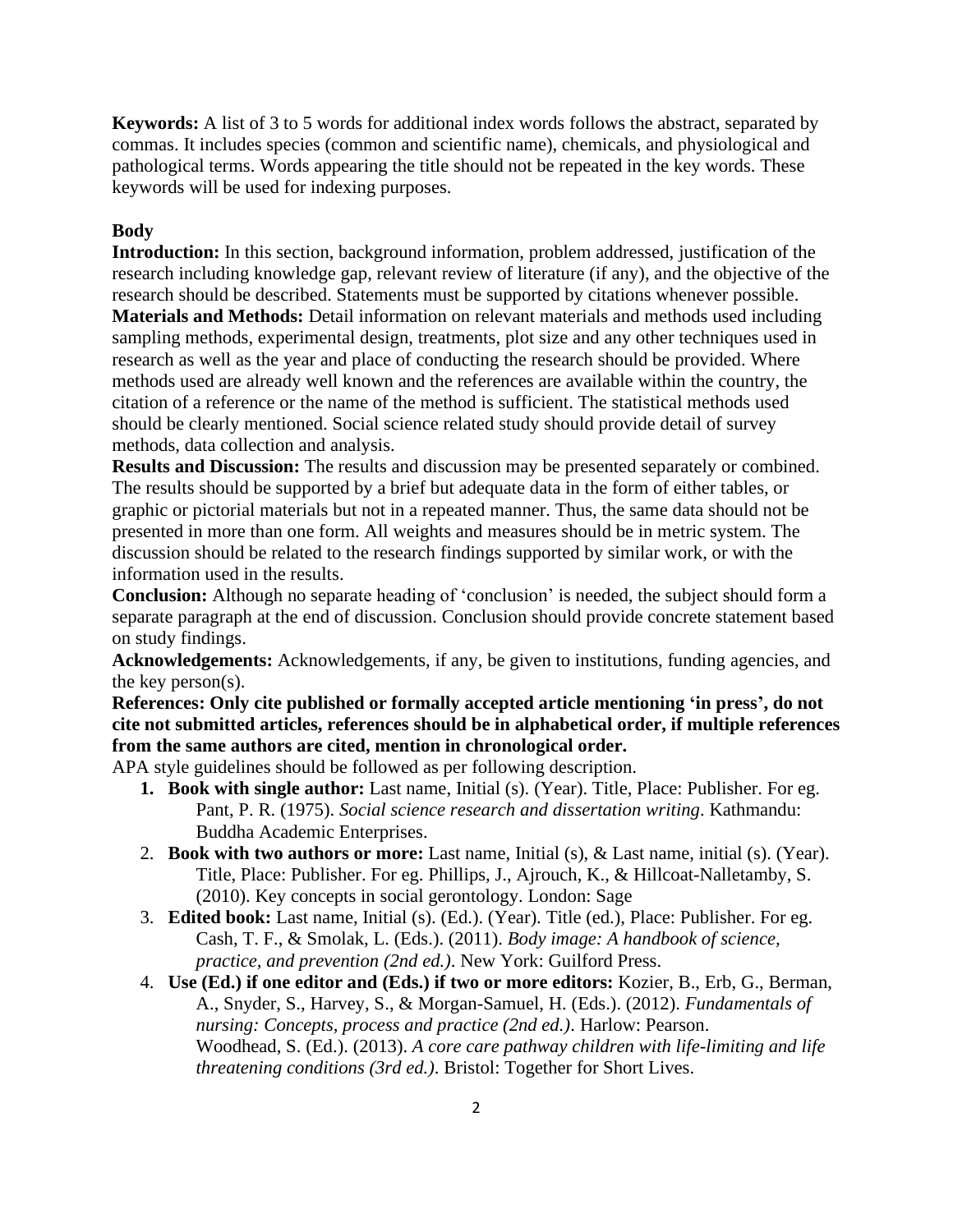**Keywords:** A list of 3 to 5 words for additional index words follows the abstract, separated by commas. It includes species (common and scientific name), chemicals, and physiological and pathological terms. Words appearing the title should not be repeated in the key words. These keywords will be used for indexing purposes.

**Body**

**Introduction:** In this section, background information, problem addressed, justification of the research including knowledge gap, relevant review of literature (if any), and the objective of the research should be described. Statements must be supported by citations whenever possible.

**Materials and Methods:** Detail information on relevant materials and methods used including sampling methods, experimental design, treatments, plot size and any other techniques used in research as well as the year and place of conducting the research should be provided. Where methods used are already well known and the references are available within the country, the citation of a reference or the name of the method is sufficient. The statistical methods used should be clearly mentioned. Social science related study should provide detail of survey methods, data collection and analysis.

**Results and Discussion:** The results and discussion may be presented separately or combined. The results should be supported by a brief but adequate data in the form of either tables, or graphic or pictorial materials but not in a repeated manner. Thus, the same data should not be presented in more than one form. All weights and measures should be in metric system. The discussion should be related to the research findings supported by similar work, or with the information used in the results.

**Conclusion:** Although no separate heading of 'conclusion' is needed, the subject should form a separate paragraph at the end of discussion. Conclusion should provide concrete statement based on study findings.

**Acknowledgements:** Acknowledgements, if any, be given to institutions, funding agencies, and the key person(s).

**References: Only cite published or formally accepted article mentioning 'in press', do not cite not submitted articles, references should be in alphabetical order, if multiple references from the same authors are cited, mention in chronological order.**

APA style guidelines should be followed as per following description.

1. **Book with single author:** Last name, Initial (s). (Year). Title, Place: Publisher. For eg. Pant, P. R. (1975). *Social science research and dissertation writing*. Kathmandu: Buddha Academic Enterprises.
2. **Book with two authors or more:** Last name, Initial (s), & Last name, initial (s). (Year). Title, Place: Publisher. For eg. Phillips, J., Ajrouch, K., & Hillcoat-Nalletamby, S. (2010). Key concepts in social gerontology. London: Sage
3. **Edited book:** Last name, Initial (s). (Ed.). (Year). Title (ed.), Place: Publisher. For eg. Cash, T. F., & Smolak, L. (Eds.). (2011). *Body image: A handbook of science, practice, and prevention (2nd ed.)*. New York: Guilford Press.
4. **Use (Ed.) if one editor and (Eds.) if two or more editors:** Kozier, B., Erb, G., Berman, A., Snyder, S., Harvey, S., & Morgan-Samuel, H. (Eds.). (2012). *Fundamentals of nursing: Concepts, process and practice (2nd ed.)*. Harlow: Pearson.
   Woodhead, S. (Ed.). (2013). *A core care pathway children with life-limiting and life threatening conditions (3rd ed.)*. Bristol: Together for Short Lives.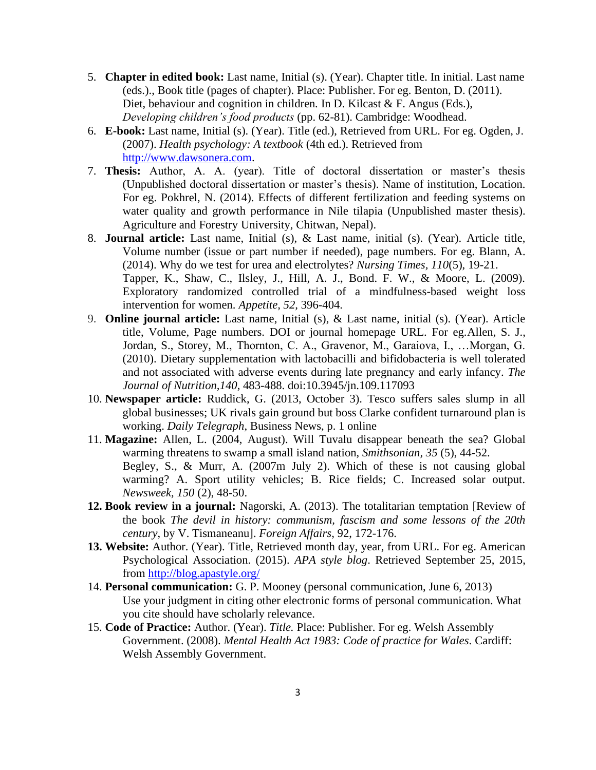5. **Chapter in edited book:** Last name, Initial (s). (Year). Chapter title. In initial. Last name (eds.)., Book title (pages of chapter). Place: Publisher. For eg. Benton, D. (2011). Diet, behaviour and cognition in children. In D. Kilcast & F. Angus (Eds.), *Developing children's food products* (pp. 62-81). Cambridge: Woodhead.
6. **E-book:** Last name, Initial (s). (Year). Title (ed.), Retrieved from URL. For eg. Ogden, J. (2007). *Health psychology: A textbook* (4th ed.). Retrieved from http://www.dawsonera.com.
7. **Thesis:** Author, A. A. (year). Title of doctoral dissertation or master's thesis (Unpublished doctoral dissertation or master's thesis). Name of institution, Location. For eg. Pokhrel, N. (2014). Effects of different fertilization and feeding systems on water quality and growth performance in Nile tilapia (Unpublished master thesis). Agriculture and Forestry University, Chitwan, Nepal).
8. **Journal article:** Last name, Initial (s), & Last name, initial (s). (Year). Article title, Volume number (issue or part number if needed), page numbers. For eg. Blann, A. (2014). Why do we test for urea and electrolytes? *Nursing Times, 110*(5), 19-21.
   Tapper, K., Shaw, C., Ilsley, J., Hill, A. J., Bond. F. W., & Moore, L. (2009). Exploratory randomized controlled trial of a mindfulness-based weight loss intervention for women. *Appetite, 52*, 396-404.
9. **Online journal article:** Last name, Initial (s), & Last name, initial (s). (Year). Article title, Volume, Page numbers. DOI or journal homepage URL. For eg.Allen, S. J., Jordan, S., Storey, M., Thornton, C. A., Gravenor, M., Garaiova, I., …Morgan, G. (2010). Dietary supplementation with lactobacilli and bifidobacteria is well tolerated and not associated with adverse events during late pregnancy and early infancy. *The Journal of Nutrition,140*, 483-488. doi:10.3945/jn.109.117093
10. **Newspaper article:** Ruddick, G. (2013, October 3). Tesco suffers sales slump in all global businesses; UK rivals gain ground but boss Clarke confident turnaround plan is working. *Daily Telegraph*, Business News, p. 1 online
11. **Magazine:** Allen, L. (2004, August). Will Tuvalu disappear beneath the sea? Global warming threatens to swamp a small island nation, *Smithsonian, 35* (5), 44-52.
    Begley, S., & Murr, A. (2007m July 2). Which of these is not causing global warming? A. Sport utility vehicles; B. Rice fields; C. Increased solar output. *Newsweek, 150* (2), 48-50.
12. **Book review in a journal:** Nagorski, A. (2013). The totalitarian temptation [Review of the book *The devil in history: communism, fascism and some lessons of the 20th century*, by V. Tismaneanu]. *Foreign Affairs*, 92, 172-176.
13. **Website:** Author. (Year). Title, Retrieved month day, year, from URL. For eg. American Psychological Association. (2015). *APA style blog*. Retrieved September 25, 2015, from http://blog.apastyle.org/
14. **Personal communication:** G. P. Mooney (personal communication, June 6, 2013)
    Use your judgment in citing other electronic forms of personal communication. What you cite should have scholarly relevance.
15. **Code of Practice:** Author. (Year). *Title.* Place: Publisher. For eg. Welsh Assembly Government. (2008). *Mental Health Act 1983: Code of practice for Wales.* Cardiff: Welsh Assembly Government.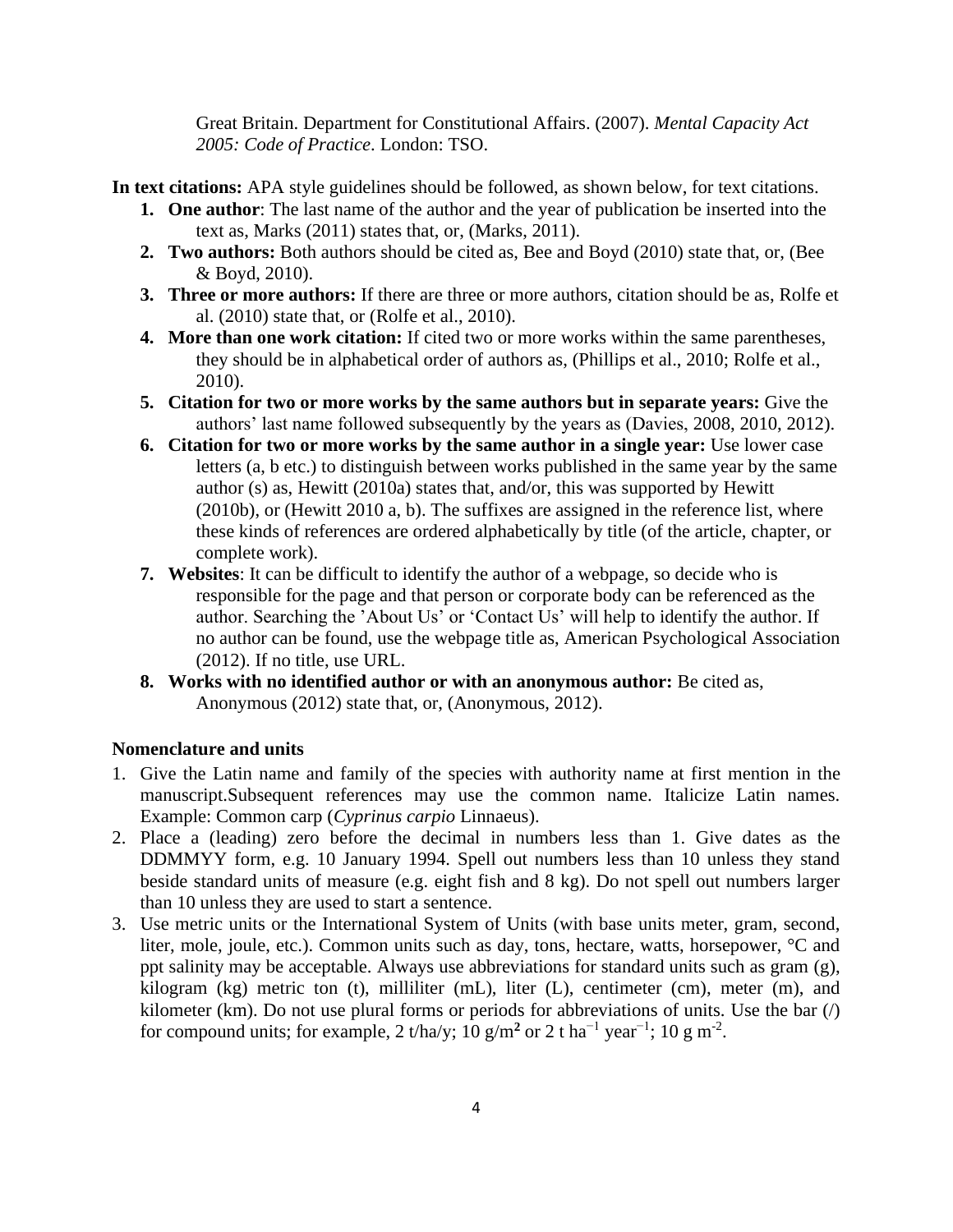Great Britain. Department for Constitutional Affairs. (2007). *Mental Capacity Act 2005: Code of Practice*. London: TSO.

**In text citations:** APA style guidelines should be followed, as shown below, for text citations.

1. **One author**: The last name of the author and the year of publication be inserted into the text as, Marks (2011) states that, or, (Marks, 2011).
2. **Two authors:** Both authors should be cited as, Bee and Boyd (2010) state that, or, (Bee & Boyd, 2010).
3. **Three or more authors:** If there are three or more authors, citation should be as, Rolfe et al. (2010) state that, or (Rolfe et al., 2010).
4. **More than one work citation:** If cited two or more works within the same parentheses, they should be in alphabetical order of authors as, (Phillips et al., 2010; Rolfe et al., 2010).
5. **Citation for two or more works by the same authors but in separate years:** Give the authors' last name followed subsequently by the years as (Davies, 2008, 2010, 2012).
6. **Citation for two or more works by the same author in a single year:** Use lower case letters (a, b etc.) to distinguish between works published in the same year by the same author (s) as, Hewitt (2010a) states that, and/or, this was supported by Hewitt (2010b), or (Hewitt 2010 a, b). The suffixes are assigned in the reference list, where these kinds of references are ordered alphabetically by title (of the article, chapter, or complete work).
7. **Websites**: It can be difficult to identify the author of a webpage, so decide who is responsible for the page and that person or corporate body can be referenced as the author. Searching the 'About Us' or 'Contact Us' will help to identify the author. If no author can be found, use the webpage title as, American Psychological Association (2012). If no title, use URL.
8. **Works with no identified author or with an anonymous author:** Be cited as, Anonymous (2012) state that, or, (Anonymous, 2012).

**Nomenclature and units**

1. Give the Latin name and family of the species with authority name at first mention in the manuscript.Subsequent references may use the common name. Italicize Latin names. Example: Common carp (*Cyprinus carpio* Linnaeus).
2. Place a (leading) zero before the decimal in numbers less than 1. Give dates as the DDMMYY form, e.g. 10 January 1994. Spell out numbers less than 10 unless they stand beside standard units of measure (e.g. eight fish and 8 kg). Do not spell out numbers larger than 10 unless they are used to start a sentence.
3. Use metric units or the International System of Units (with base units meter, gram, second, liter, mole, joule, etc.). Common units such as day, tons, hectare, watts, horsepower, °C and ppt salinity may be acceptable. Always use abbreviations for standard units such as gram (g), kilogram (kg) metric ton (t), milliliter (mL), liter (L), centimeter (cm), meter (m), and kilometer (km). Do not use plural forms or periods for abbreviations of units. Use the bar (/) for compound units; for example, 2 t/ha/y; 10 g/$m^2$ or 2 t $ha^{-1}$ $year^{-1}$; 10 g $m^{-2}$.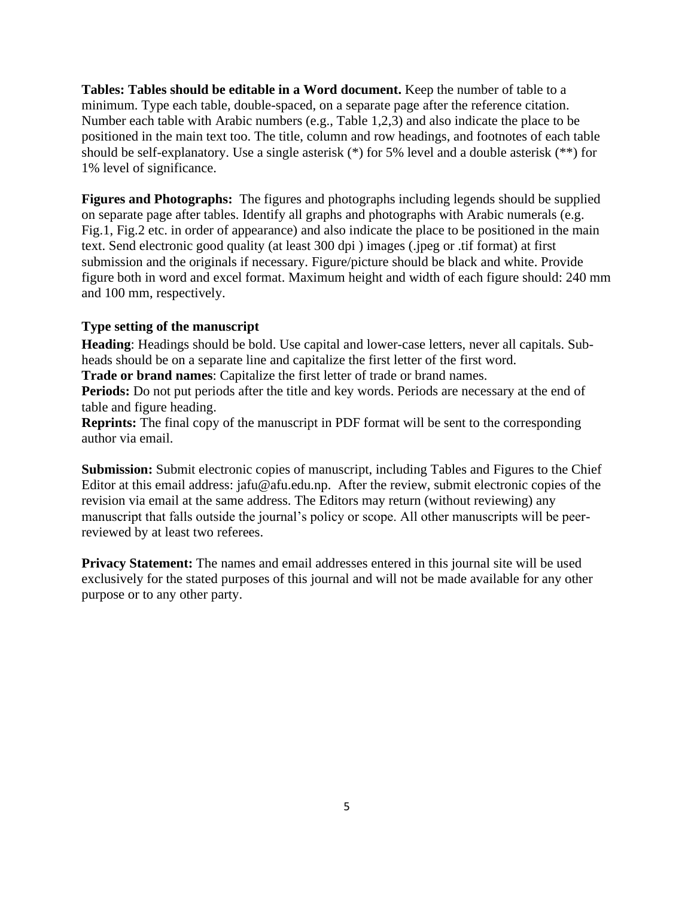**Tables: Tables should be editable in a Word document.** Keep the number of table to a minimum. Type each table, double-spaced, on a separate page after the reference citation. Number each table with Arabic numbers (e.g., Table 1,2,3) and also indicate the place to be positioned in the main text too. The title, column and row headings, and footnotes of each table should be self-explanatory. Use a single asterisk (*) for 5% level and a double asterisk (**) for 1% level of significance.

**Figures and Photographs:** The figures and photographs including legends should be supplied on separate page after tables. Identify all graphs and photographs with Arabic numerals (e.g. Fig.1, Fig.2 etc. in order of appearance) and also indicate the place to be positioned in the main text. Send electronic good quality (at least 300 dpi ) images (.jpeg or .tif format) at first submission and the originals if necessary. Figure/picture should be black and white. Provide figure both in word and excel format. Maximum height and width of each figure should: 240 mm and 100 mm, respectively.

### Type setting of the manuscript

**Heading**: Headings should be bold. Use capital and lower-case letters, never all capitals. Sub-heads should be on a separate line and capitalize the first letter of the first word.
**Trade or brand names**: Capitalize the first letter of trade or brand names.
**Periods:** Do not put periods after the title and key words. Periods are necessary at the end of table and figure heading.
**Reprints:** The final copy of the manuscript in PDF format will be sent to the corresponding author via email.

**Submission:** Submit electronic copies of manuscript, including Tables and Figures to the Chief Editor at this email address: jafu@afu.edu.np. After the review, submit electronic copies of the revision via email at the same address. The Editors may return (without reviewing) any manuscript that falls outside the journal's policy or scope. All other manuscripts will be peer-reviewed by at least two referees.

**Privacy Statement:** The names and email addresses entered in this journal site will be used exclusively for the stated purposes of this journal and will not be made available for any other purpose or to any other party.